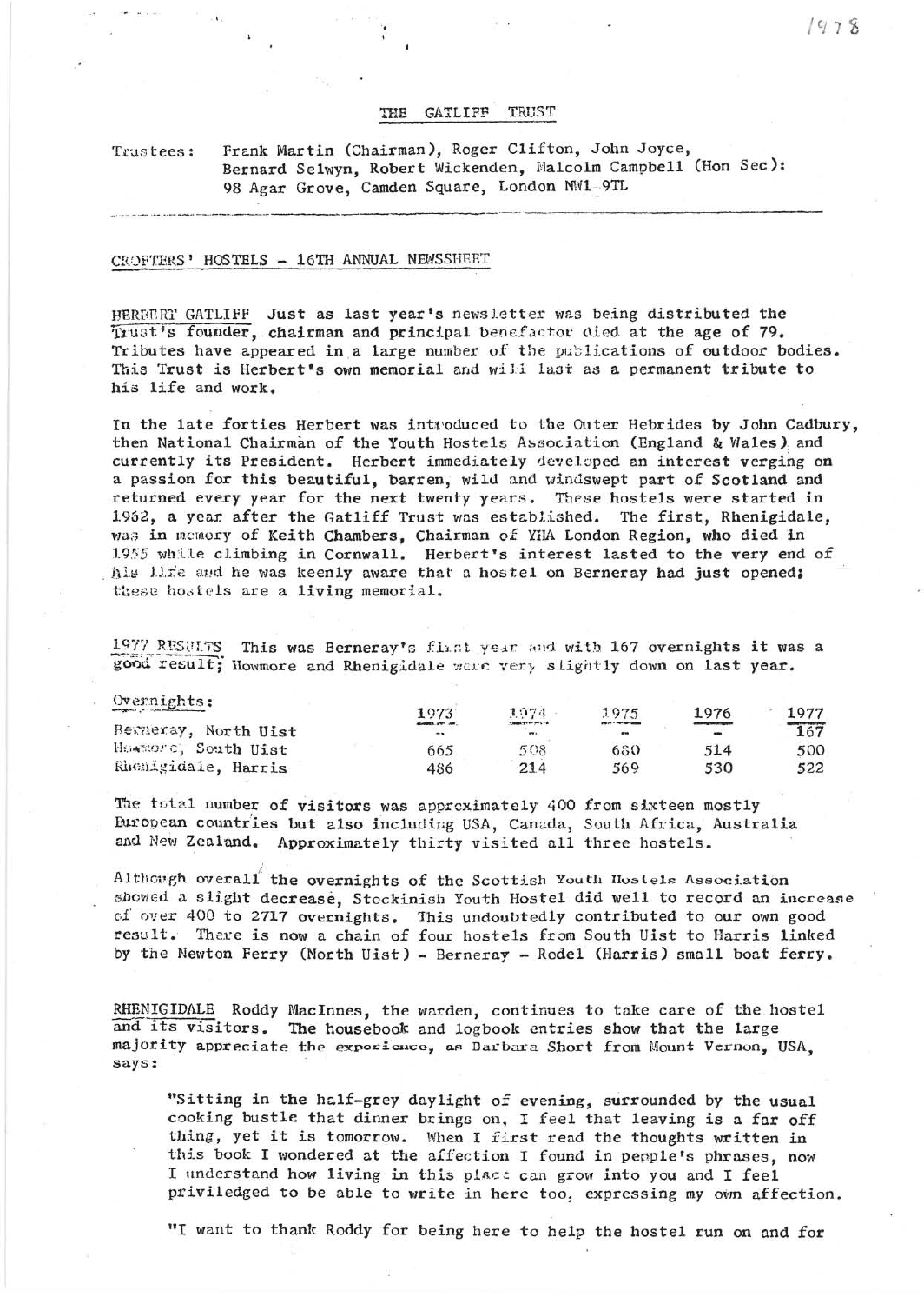1978

# THE GATLIFF TRUST

Trustees: Frank Martin (Chairman), Roger Clifton, John Joyce, Bernard Selwyn, Robert Wickenden, Malcolm Campbell (Hon Sec): 98 Agar Grove, Camden Square, London NW1 9TL

---

## CROFTERS' HOSTELS - 16TH ANNUAL NEWSSHEET

**HERBERT GATLIFF** Just as last year's newsletter was being distributed the Trust's founder, chairman and principal benefactor died at the age of 79. Tributes have appeared in a large number of the publications of outdoor bodies. This Trust is Herbert's own memorial and will last as a permanent tribute to his life and work.

In the late forties Herbert was introduced to the Outer Hebrides by John Cadbury, then National Chairman of the Youth Hostels Association (England & Wales) and currently its President. Herbert immediately developed an interest verging on a passion for this beautiful, barren, wild and windswept part of Scotland and returned every year for the next twenty years. These hostels were started in 1962, a year after the Gatliff Trust was established. The first, Rhenigidale, was in memory of Keith Chambers, Chairman of YHA London Region, who died in 1955 while climbing in Cornwall. Herbert's interest lasted to the very end of his life and he was keenly aware that a hostel on Berneray had just opened; these hostels are a living memorial.

**1977 RESULTS** This was Berneray's first year and with 167 overnights it was a good result; Howmore and Rhenigidale were very slightly down on last year.

Overnights:

| | 1973 | 1974 | 1975 | 1976 | 1977 |
|---|---|---|---|---|---|
| Berneray, North Uist | - | - | - | - | 167 |
| Howmore, South Uist | 665 | 508 | 680 | 514 | 500 |
| Rhenigidale, Harris | 486 | 214 | 569 | 530 | 522 |

The total number of visitors was approximately 400 from sixteen mostly European countries but also including USA, Canada, South Africa, Australia and New Zealand. Approximately thirty visited all three hostels.

Although overall the overnights of the Scottish Youth Hostels Association showed a slight decrease, Stockinish Youth Hostel did well to record an increase of over 400 to 2717 overnights. This undoubtedly contributed to our own good result. There is now a chain of four hostels from South Uist to Harris linked by the Newton Ferry (North Uist) - Berneray - Rodel (Harris) small boat ferry.

**RHENIGIDALE** Roddy MacInnes, the warden, continues to take care of the hostel and its visitors. The housebook and logbook entries show that the large majority appreciate the experience, as Barbara Short from Mount Vernon, USA, says:

> "Sitting in the half-grey daylight of evening, surrounded by the usual cooking bustle that dinner brings on, I feel that leaving is a far off thing, yet it is tomorrow. When I first read the thoughts written in this book I wondered at the affection I found in people's phrases, now I understand how living in this place can grow into you and I feel priviledged to be able to write in here too, expressing my own affection.
>
> "I want to thank Roddy for being here to help the hostel run on and for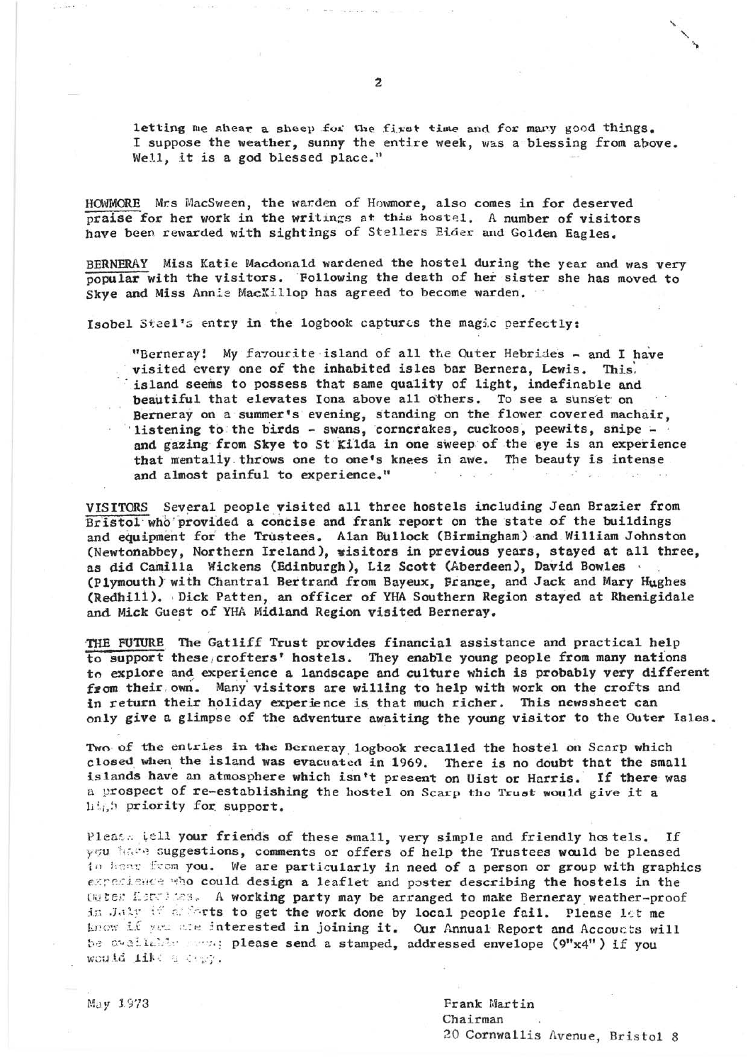letting me shear a sheep for the first time and for many good things. I suppose the weather, sunny the entire week, was a blessing from above. Well, it is a god blessed place."

HOWMORE Mrs MacSween, the warden of Howmore, also comes in for deserved praise for her work in the writings at this hostel. A number of visitors have been rewarded with sightings of Stellers Eider and Golden Eagles.

BERNERAY Miss Katie Macdonald wardened the hostel during the year and was very popular with the visitors. Following the death of her sister she has moved to Skye and Miss Annie MacKillop has agreed to become warden.

Isobel Steel's entry in the logbook captures the magic perfectly:

> "Berneray! My favourite island of all the Outer Hebrides - and I have visited every one of the inhabited isles bar Bernera, Lewis. This island seems to possess that same quality of light, indefinable and beautiful that elevates Iona above all others. To see a sunset on Berneray on a summer's evening, standing on the flower covered machair, listening to the birds - swans, corncrakes, cuckoos, peewits, snipe - and gazing from Skye to St Kilda in one sweep of the eye is an experience that mentally throws one to one's knees in awe. The beauty is intense and almost painful to experience."

VISITORS Several people visited all three hostels including Jean Brazier from Bristol who provided a concise and frank report on the state of the buildings and equipment for the Trustees. Alan Bullock (Birmingham) and William Johnston (Newtonabbey, Northern Ireland), visitors in previous years, stayed at all three, as did Camilla Wickens (Edinburgh), Liz Scott (Aberdeen), David Bowles (Plymouth) with Chantral Bertrand from Bayeux, France, and Jack and Mary Hughes (Redhill). Dick Patten, an officer of YHA Southern Region stayed at Rhenigidale and Mick Guest of YHA Midland Region visited Berneray.

THE FUTURE The Gatliff Trust provides financial assistance and practical help to support these crofters' hostels. They enable young people from many nations to explore and experience a landscape and culture which is probably very different from their own. Many visitors are willing to help with work on the crofts and in return their holiday experience is that much richer. This newssheet can only give a glimpse of the adventure awaiting the young visitor to the Outer Isles.

Two of the entries in the Berneray logbook recalled the hostel on Scarp which closed when the island was evacuated in 1969. There is no doubt that the small islands have an atmosphere which isn't present on Uist or Harris. If there was a prospect of re-establishing the hostel on Scarp the Trust would give it a high priority for support.

Please tell your friends of these small, very simple and friendly hostels. If you have suggestions, comments or offers of help the Trustees would be pleased to hear from you. We are particularly in need of a person or group with graphics experience who could design a leaflet and poster describing the hostels in the Outer Hebrides. A working party may be arranged to make Berneray weather-proof in July if efforts to get the work done by local people fail. Please let me know if you are interested in joining it. Our Annual Report and Accounts will be available soon; please send a stamped, addressed envelope (9"x4") if you would like a copy.

May 1973

Frank Martin
Chairman
20 Cornwallis Avenue, Bristol 8